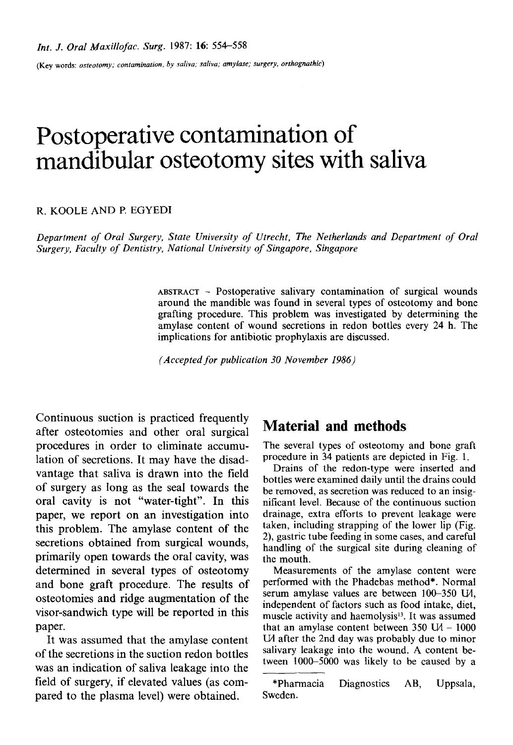(Key words: *osteotomy; contamination, by saliva; saliva; amylase; surgery, orthognathic*)

# Postoperative contamination of mandibular osteotomy sites with saliva

R. KOOLE AND P. EGYEDI

*Department of Oral Surgery, State University of Utrecht, The Netherlands and Department of Oral Surgery, Faculty of Dentistry, National University of Singapore, Singapore*

ABSTRACT – Postoperative salivary contamination of surgical wounds around the mandible was found in several types of osteotomy and bone grafting procedure. This problem was investigated by determining the amylase content of wound secretions in redon bottles every 24 h. The implications for antibiotic prophylaxis are discussed.

*(Accepted for publication 30 November 1986)*

Continuous suction is practiced frequently after osteotomies and other oral surgical procedures in order to eliminate accumulation of secretions. It may have the disadvantage that saliva is drawn into the field of surgery as long as the seal towards the oral cavity is not "water-tight". In this paper, we report on an investigation into this problem. The amylase content of the secretions obtained from surgical wounds, primarily open towards the oral cavity, was determined in several types of osteotomy and bone graft procedure. The results of osteotomies and ridge augmentation of the visor-sandwich type will be reported in this paper.

It was assumed that the amylase content of the secretions in the suction redon bottles was an indication of saliva leakage into the field of surgery, if elevated values (as compared to the plasma level) were obtained.

## Material and methods

The several types of osteotomy and bone graft procedure in 34 patients are depicted in Fig. 1.

Drains of the redon-type were inserted and bottles were examined daily until the drains could be removed, as secretion was reduced to an insignificant level. Because of the continuous suction drainage, extra efforts to prevent leakage were taken, including strapping of the lower lip (Fig. 2), gastric tube feeding in some cases, and careful handling of the surgical site during cleaning of the mouth.

Measurements of the amylase content were performed with the Phadebas method*. Normal serum amylase values are between 100–350 U/l, independent of factors such as food intake, diet, muscle activity and haemolysis[13]. It was assumed that an amylase content between 350 U/l – 1000 U/l after the 2nd day was probably due to minor salivary leakage into the wound. A content between 1000–5000 was likely to be caused by a

*Pharmacia Diagnostics AB, Uppsala, Sweden.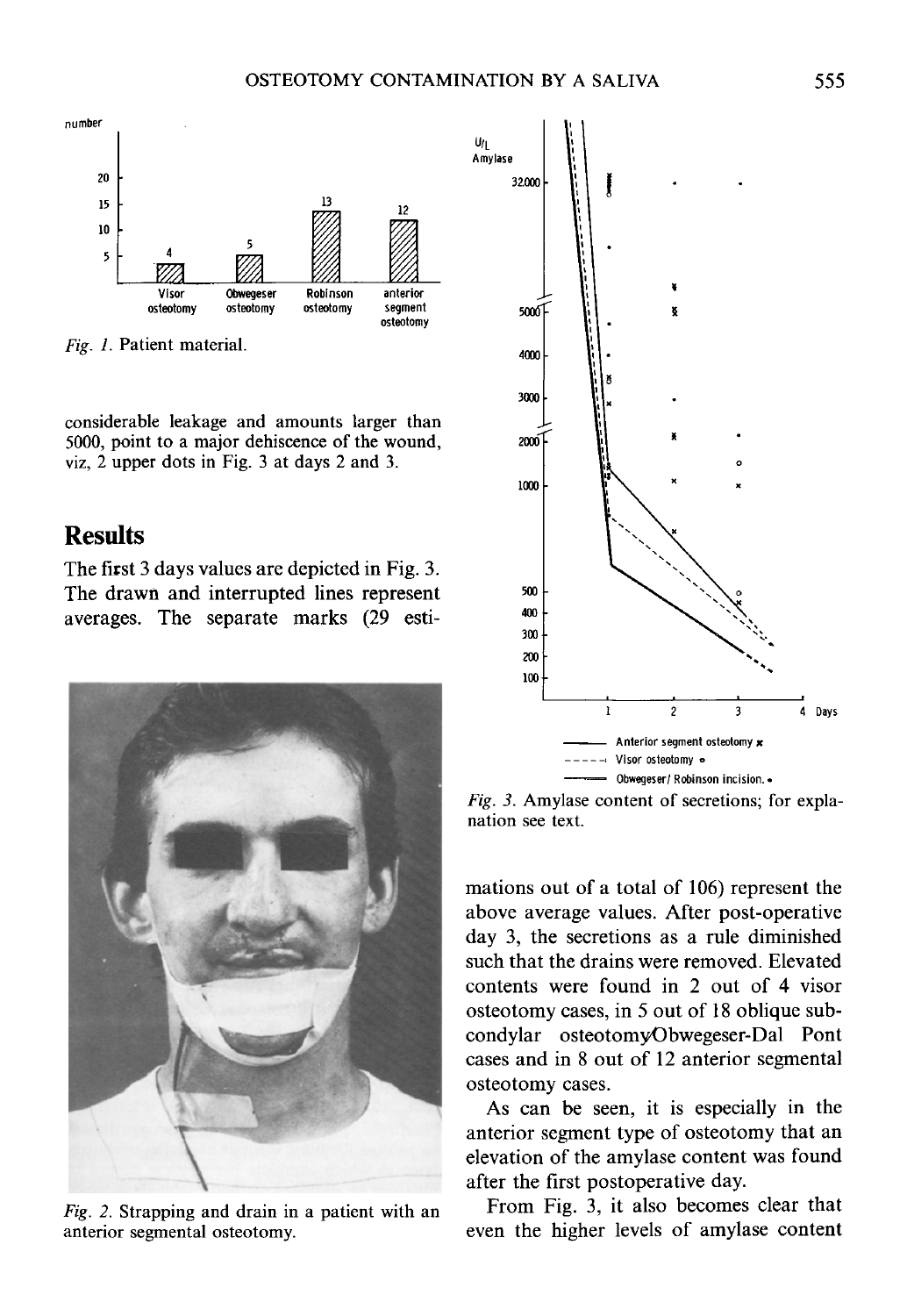*Fig. 1.* Patient material.

considerable leakage and amounts larger than 5000, point to a major dehiscence of the wound, viz, 2 upper dots in Fig. 3 at days 2 and 3.

## Results

The first 3 days values are depicted in Fig. 3. The drawn and interrupted lines represent averages. The separate marks (29 estimations out of a total of 106) represent the above average values. After post-operative day 3, the secretions as a rule diminished such that the drains were removed. Elevated contents were found in 2 out of 4 visor osteotomy cases, in 5 out of 18 oblique subcondylar osteotomy/Obwegeser-Dal Pont cases and in 8 out of 12 anterior segmental osteotomy cases.

*Fig. 2.* Strapping and drain in a patient with an anterior segmental osteotomy.

*Fig. 3.* Amylase content of secretions; for explanation see text.

As can be seen, it is especially in the anterior segment type of osteotomy that an elevation of the amylase content was found after the first postoperative day.

From Fig. 3, it also becomes clear that even the higher levels of amylase content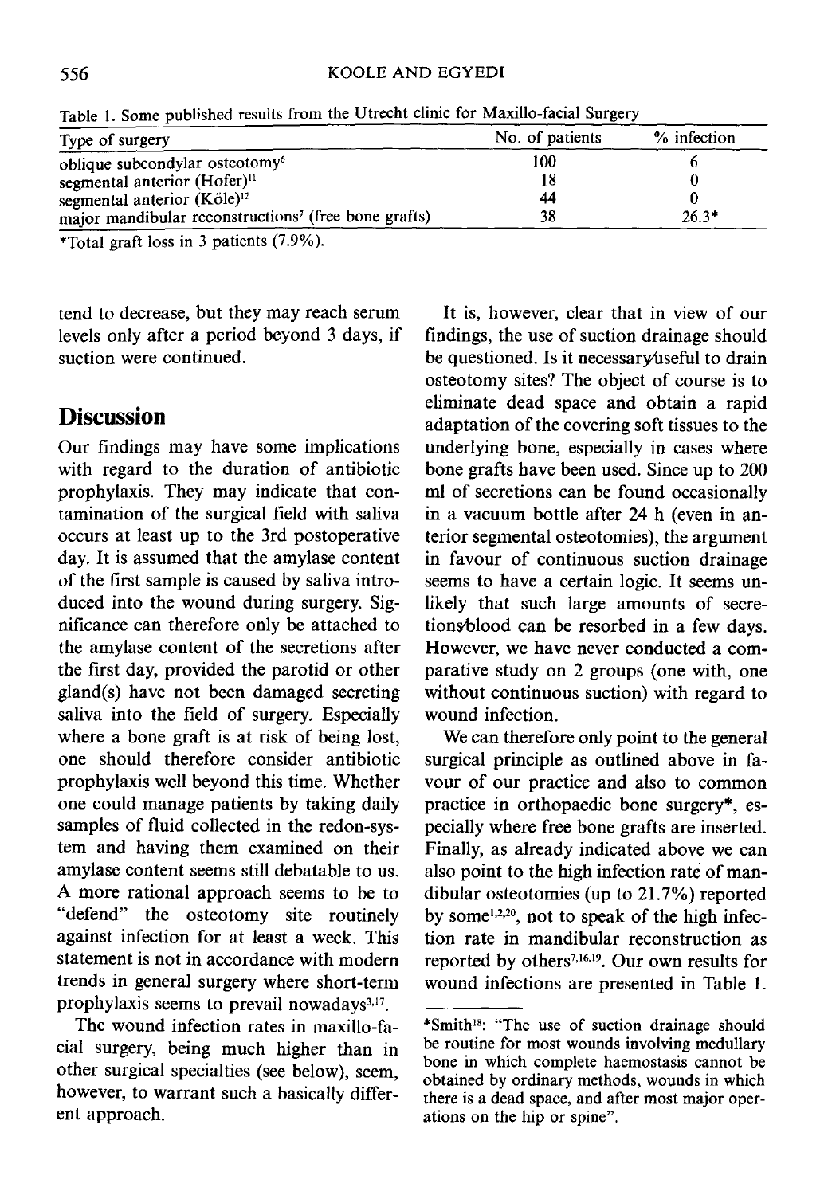Table 1. Some published results from the Utrecht clinic for Maxillo-facial Surgery

| Type of surgery | No. of patients | % infection |
|---|---|---|
| oblique subcondylar osteotomy[6] | 100 | 6 |
| segmental anterior (Hofer)[11] | 18 | 0 |
| segmental anterior (Köle)[12] | 44 | 0 |
| major mandibular reconstructions[7] (free bone grafts) | 38 | 26.3* |

*Total graft loss in 3 patients (7.9%).

tend to decrease, but they may reach serum levels only after a period beyond 3 days, if suction were continued.

## Discussion

Our findings may have some implications with regard to the duration of antibiotic prophylaxis. They may indicate that contamination of the surgical field with saliva occurs at least up to the 3rd postoperative day. It is assumed that the amylase content of the first sample is caused by saliva introduced into the wound during surgery. Significance can therefore only be attached to the amylase content of the secretions after the first day, provided the parotid or other gland(s) have not been damaged secreting saliva into the field of surgery. Especially where a bone graft is at risk of being lost, one should therefore consider antibiotic prophylaxis well beyond this time. Whether one could manage patients by taking daily samples of fluid collected in the redon-system and having them examined on their amylase content seems still debatable to us. A more rational approach seems to be to "defend" the osteotomy site routinely against infection for at least a week. This statement is not in accordance with modern trends in general surgery where short-term prophylaxis seems to prevail nowadays[3,17].

The wound infection rates in maxillo-facial surgery, being much higher than in other surgical specialties (see below), seem, however, to warrant such a basically different approach.

It is, however, clear that in view of our findings, the use of suction drainage should be questioned. Is it necessary/useful to drain osteotomy sites? The object of course is to eliminate dead space and obtain a rapid adaptation of the covering soft tissues to the underlying bone, especially in cases where bone grafts have been used. Since up to 200 ml of secretions can be found occasionally in a vacuum bottle after 24 h (even in anterior segmental osteotomies), the argument in favour of continuous suction drainage seems to have a certain logic. It seems unlikely that such large amounts of secretions/blood can be resorbed in a few days. However, we have never conducted a comparative study on 2 groups (one with, one without continuous suction) with regard to wound infection.

We can therefore only point to the general surgical principle as outlined above in favour of our practice and also to common practice in orthopaedic bone surgery*, especially where free bone grafts are inserted. Finally, as already indicated above we can also point to the high infection rate of mandibular osteotomies (up to 21.7%) reported by some[1,2,20], not to speak of the high infection rate in mandibular reconstruction as reported by others[7,16,19]. Our own results for wound infections are presented in Table 1.

*Smith[18]: "The use of suction drainage should be routine for most wounds involving medullary bone in which complete haemostasis cannot be obtained by ordinary methods, wounds in which there is a dead space, and after most major operations on the hip or spine".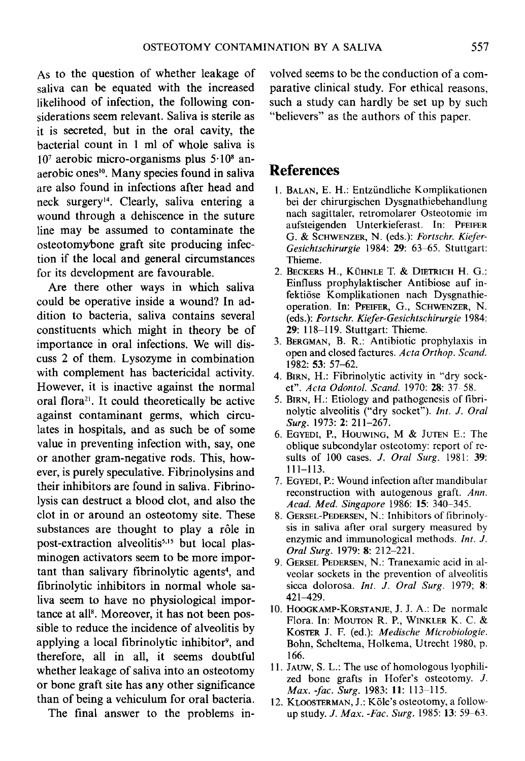As to the question of whether leakage of saliva can be equated with the increased likelihood of infection, the following considerations seem relevant. Saliva is sterile as it is secreted, but in the oral cavity, the bacterial count in 1 ml of whole saliva is $10^7$ aerobic micro-organisms plus $5 \cdot 10^8$ anaerobic ones[10]. Many species found in saliva are also found in infections after head and neck surgery[14]. Clearly, saliva entering a wound through a dehiscence in the suture line may be assumed to contaminate the osteotomy/bone graft site producing infection if the local and general circumstances for its development are favourable.

Are there other ways in which saliva could be operative inside a wound? In addition to bacteria, saliva contains several constituents which might in theory be of importance in oral infections. We will discuss 2 of them. Lysozyme in combination with complement has bactericidal activity. However, it is inactive against the normal oral flora[21]. It could theoretically be active against contaminant germs, which circulates in hospitals, and as such be of some value in preventing infection with, say, one or another gram-negative rods. This, however, is purely speculative. Fibrinolysins and their inhibitors are found in saliva. Fibrinolysis can destruct a blood clot, and also the clot in or around an osteotomy site. These substances are thought to play a rôle in post-extraction alveolitis[5,15] but local plasminogen activators seem to be more important than salivary fibrinolytic agents[4], and fibrinolytic inhibitors in normal whole saliva seem to have no physiological importance at all[8]. Moreover, it has not been possible to reduce the incidence of alveolitis by applying a local fibrinolytic inhibitor[9], and therefore, all in all, it seems doubtful whether leakage of saliva into an osteotomy or bone graft site has any other significance than of being a vehiculum for oral bacteria.

The final answer to the problems involved seems to be the conduction of a comparative clinical study. For ethical reasons, such a study can hardly be set up by such "believers" as the authors of this paper.

## References

1. Balan, E. H.: Entzündliche Komplikationen bei der chirurgischen Dysgnathiebehandlung nach sagittaler, retromolarer Osteotomie im aufsteigenden Unterkieferast. In: Pfeifer G. & Schwenzer, N. (eds.): *Fortschr. Kiefer-Gesichtschirurgie* 1984: **29**: 63–65. Stuttgart: Thieme.
2. Beckers H., Kühnle T. & Dietrich H. G.: Einfluss prophylaktischer Antibiose auf infektiöse Komplikationen nach Dysgnathieoperation. In: Pfeifer, G., Schwenzer, N. (eds.): *Fortschr. Kiefer-Gesichtschirurgie* 1984: **29**: 118–119. Stuttgart: Thieme.
3. Bergman, B. R.: Antibiotic prophylaxis in open and closed factures. *Acta Orthop. Scand.* 1982: **53**: 57–62.
4. Birn, H.: Fibrinolytic activity in "dry socket". *Acta Odontol. Scand.* 1970: **28**: 37–58.
5. Birn, H.: Etiology and pathogenesis of fibrinolytic alveolitis ("dry socket"). *Int. J. Oral Surg.* 1973: **2**: 211–267.
6. Egyedi, P., Houwing, M & Juten E.: The oblique subcondylar osteotomy: report of results of 100 cases. *J. Oral Surg.* 1981: **39**: 111–113.
7. Egyedi, P.: Wound infection after mandibular reconstruction with autogenous graft. *Ann. Acad. Med. Singapore* 1986: **15**: 340–345.
8. Gersel-Pedersen, N.: Inhibitors of fibrinolysis in saliva after oral surgery measured by enzymic and immunological methods. *Int. J. Oral Surg.* 1979: **8**: 212–221.
9. Gersel Pedersen, N.: Tranexamic acid in alveolar sockets in the prevention of alveolitis sicca dolorosa. *Int. J. Oral Surg.* 1979; **8**: 421–429.
10. Hoogkamp-Korstanje, J. J. A.: De normale Flora. In: Mouton R. P., Winkler K. C. & Koster J. F. (ed.): *Medische Microbiologie*. Bohn, Scheltema, Holkema, Utrecht 1980, p. 166.
11. Jauw, S. L.: The use of homologous lyophilized bone grafts in Hofer's osteotomy. *J. Max.-fac. Surg.* 1983: **11**: 113–115.
12. Kloosterman, J.: Köle's osteotomy, a follow-up study. *J. Max.-Fac. Surg.* 1985: **13**: 59–63.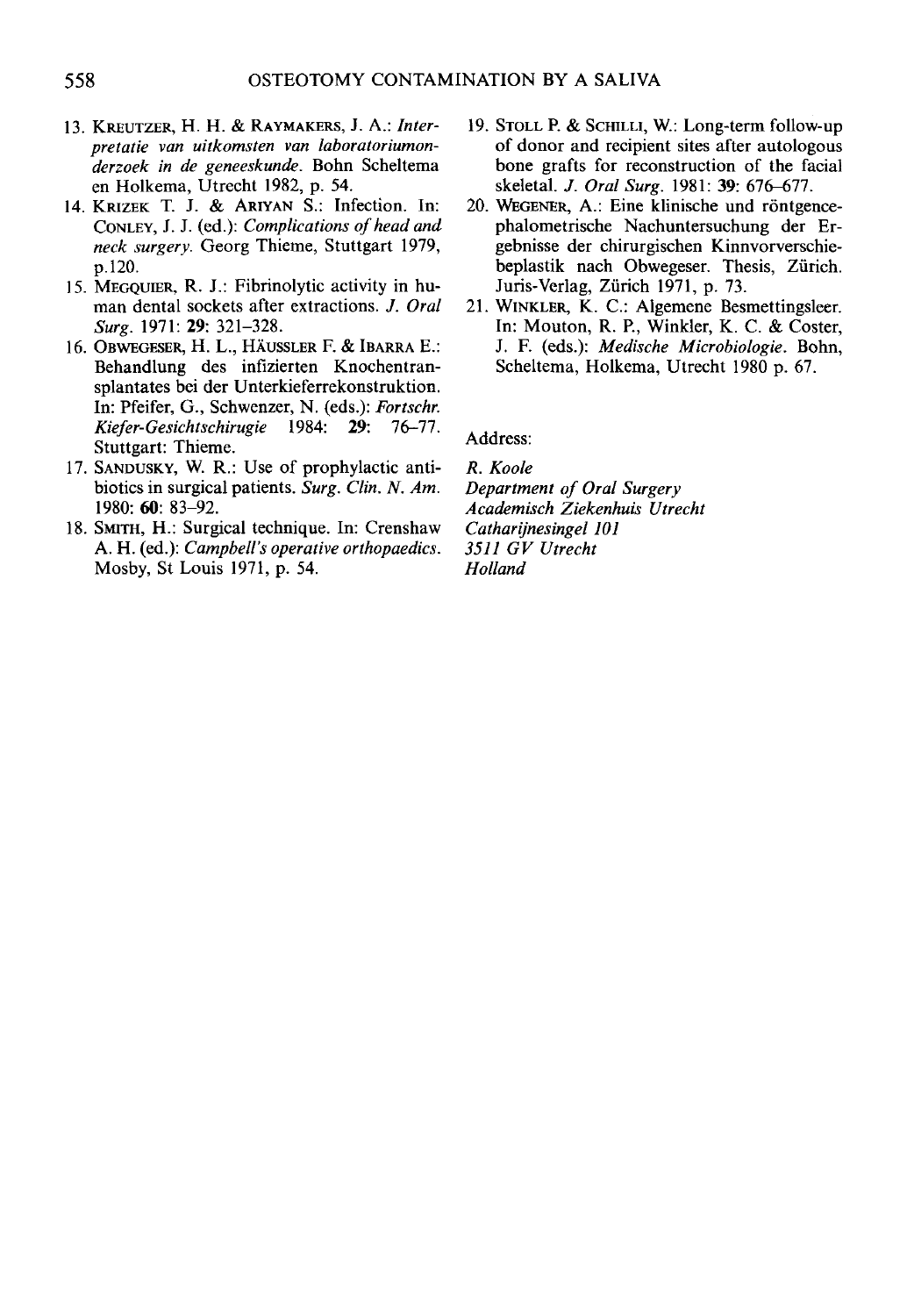13. KREUTZER, H. H. & RAYMAKERS, J. A.: *Interpretatie van uitkomsten van laboratoriumonderzoek in de geneeskunde*. Bohn Scheltema en Holkema, Utrecht 1982, p. 54.
14. KRIZEK T. J. & ARIYAN S.: Infection. In: CONLEY, J. J. (ed.): *Complications of head and neck surgery*. Georg Thieme, Stuttgart 1979, p.120.
15. MEGQUIER, R. J.: Fibrinolytic activity in human dental sockets after extractions. *J. Oral Surg.* 1971: **29**: 321–328.
16. OBWEGESER, H. L., HÄUSSLER F. & IBARRA E.: Behandlung des infizierten Knochentransplantates bei der Unterkieferrekonstruktion. In: Pfeifer, G., Schwenzer, N. (eds.): *Fortschr. Kiefer-Gesichtschirugie* 1984: **29**: 76–77. Stuttgart: Thieme.
17. SANDUSKY, W. R.: Use of prophylactic antibiotics in surgical patients. *Surg. Clin. N. Am.* 1980: **60**: 83–92.
18. SMITH, H.: Surgical technique. In: Crenshaw A. H. (ed.): *Campbell's operative orthopaedics*. Mosby, St Louis 1971, p. 54.
19. STOLL P. & SCHILLI, W.: Long-term follow-up of donor and recipient sites after autologous bone grafts for reconstruction of the facial skeletal. *J. Oral Surg.* 1981: **39**: 676–677.
20. WEGENER, A.: Eine klinische und röntgencephalometrische Nachuntersuchung der Ergebnisse der chirurgischen Kinnvorverschiebeplastik nach Obwegeser. Thesis, Zürich. Juris-Verlag, Zürich 1971, p. 73.
21. WINKLER, K. C.: Algemene Besmettingsleer. In: Mouton, R. P., Winkler, K. C. & Coster, J. F. (eds.): *Medische Microbiologie*. Bohn, Scheltema, Holkema, Utrecht 1980 p. 67.

Address:

*R. Koole*
*Department of Oral Surgery*
*Academisch Ziekenhuis Utrecht*
*Catharijnesingel 101*
*3511 GV Utrecht*
*Holland*